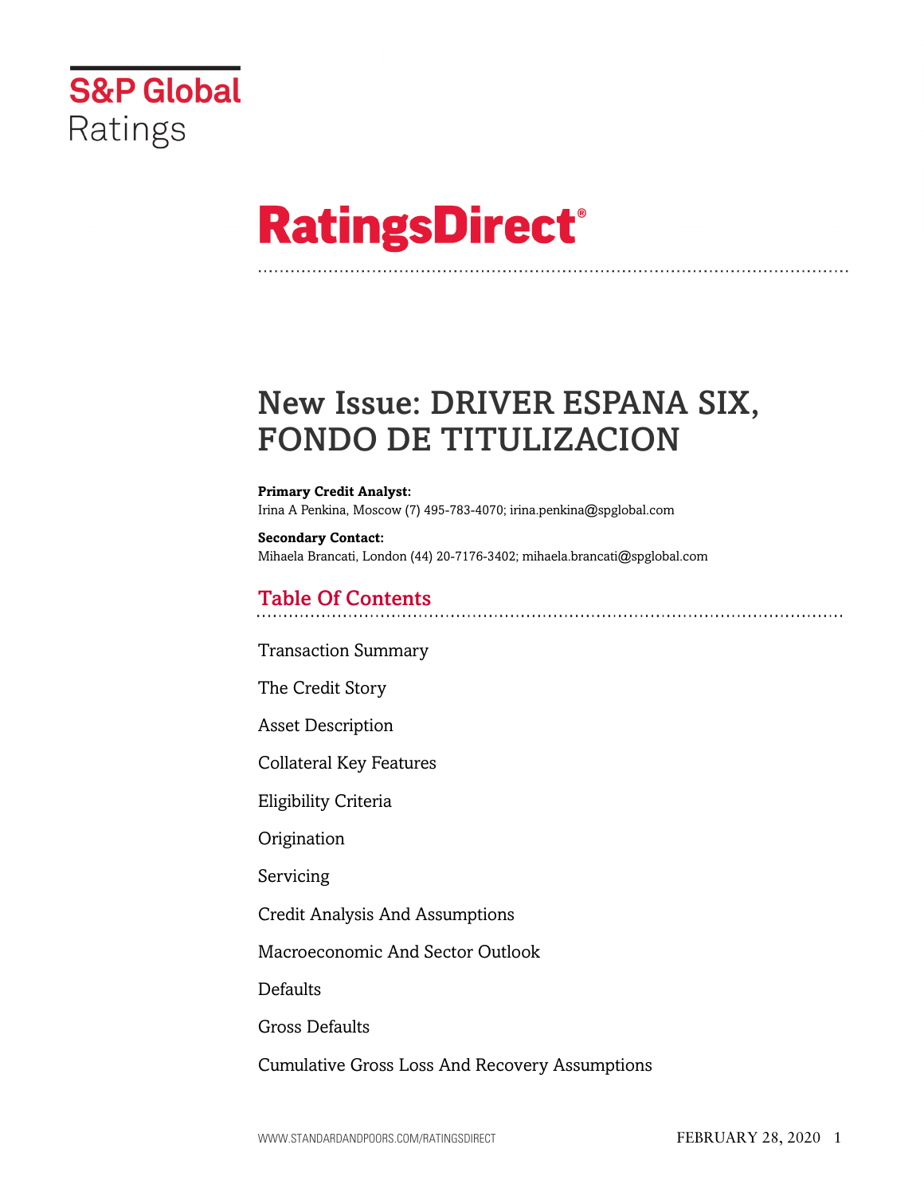S&P Global Ratings

# RatingsDirect®

## New Issue: DRIVER ESPANA SIX, FONDO DE TITULIZACION

**Primary Credit Analyst:**
Irina A Penkina, Moscow (7) 495-783-4070; irina.penkina@spglobal.com

**Secondary Contact:**
Mihaela Brancati, London (44) 20-7176-3402; mihaela.brancati@spglobal.com

## Table Of Contents

Transaction Summary

The Credit Story

Asset Description

Collateral Key Features

Eligibility Criteria

Origination

Servicing

Credit Analysis And Assumptions

Macroeconomic And Sector Outlook

Defaults

Gross Defaults

Cumulative Gross Loss And Recovery Assumptions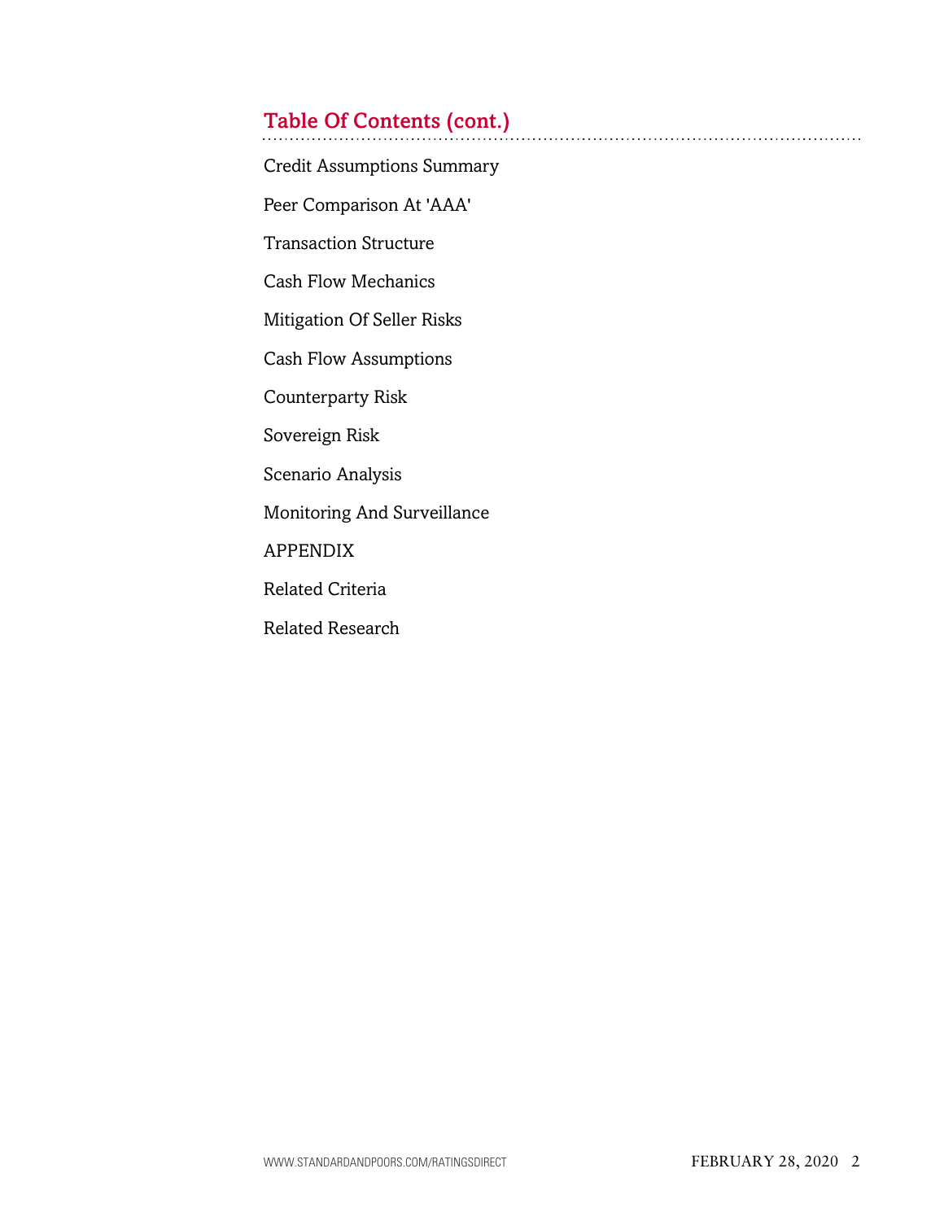## Table Of Contents (cont.)

Credit Assumptions Summary

Peer Comparison At 'AAA'

Transaction Structure

Cash Flow Mechanics

Mitigation Of Seller Risks

Cash Flow Assumptions

Counterparty Risk

Sovereign Risk

Scenario Analysis

Monitoring And Surveillance

APPENDIX

Related Criteria

Related Research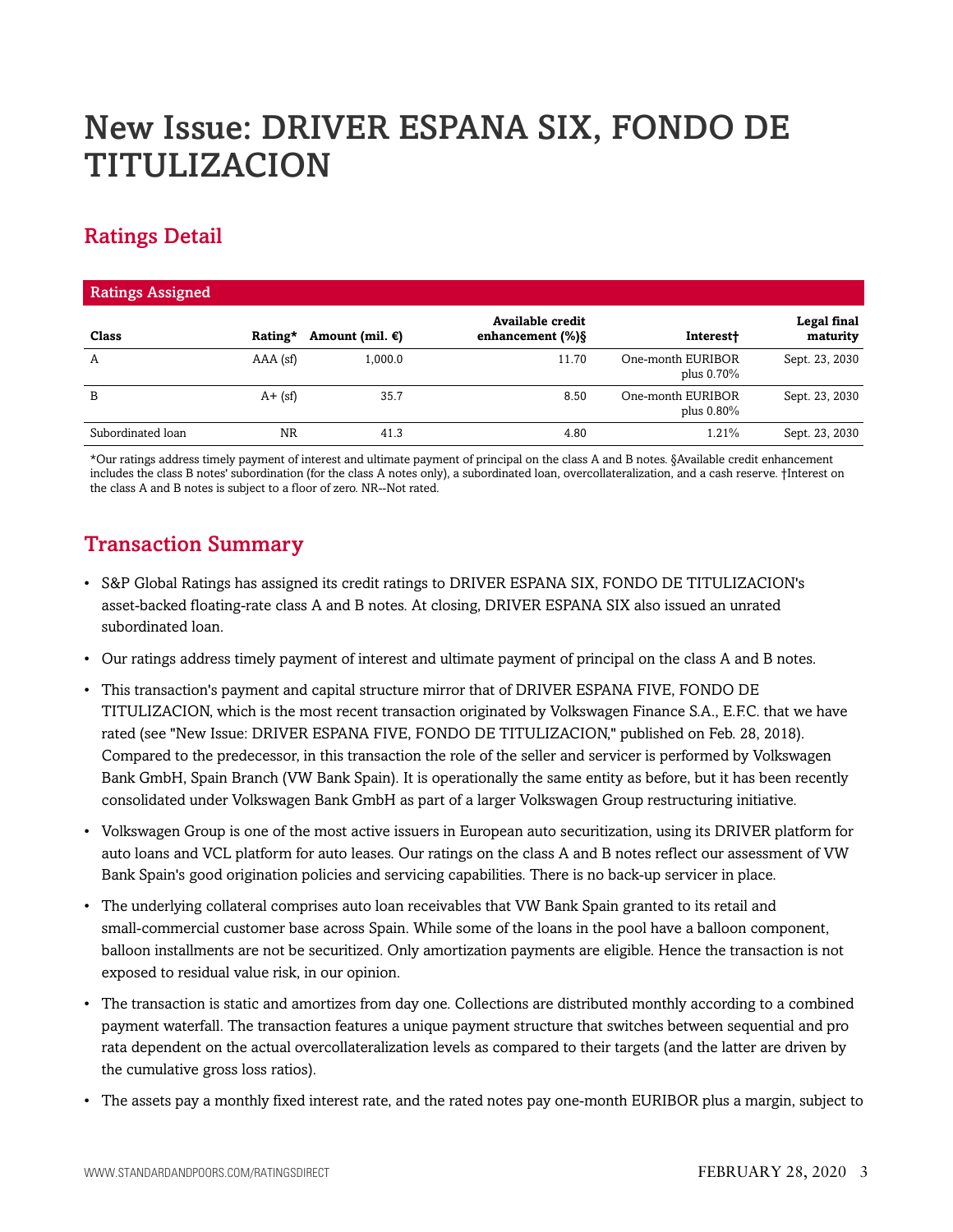# New Issue: DRIVER ESPANA SIX, FONDO DE TITULIZACION

## Ratings Detail

| Ratings Assigned | | | | | |
|---|---|---|---|---|---|
| **Class** | **Rating*** | **Amount (mil. €)** | **Available credit enhancement (%)§** | **Interest†** | **Legal final maturity** |
| A | AAA (sf) | 1,000.0 | 11.70 | One-month EURIBOR plus 0.70% | Sept. 23, 2030 |
| B | A+ (sf) | 35.7 | 8.50 | One-month EURIBOR plus 0.80% | Sept. 23, 2030 |
| Subordinated loan | NR | 41.3 | 4.80 | 1.21% | Sept. 23, 2030 |

*Our ratings address timely payment of interest and ultimate payment of principal on the class A and B notes. §Available credit enhancement includes the class B notes' subordination (for the class A notes only), a subordinated loan, overcollateralization, and a cash reserve. †Interest on the class A and B notes is subject to a floor of zero. NR--Not rated.

## Transaction Summary

- S&P Global Ratings has assigned its credit ratings to DRIVER ESPANA SIX, FONDO DE TITULIZACION's asset-backed floating-rate class A and B notes. At closing, DRIVER ESPANA SIX also issued an unrated subordinated loan.
- Our ratings address timely payment of interest and ultimate payment of principal on the class A and B notes.
- This transaction's payment and capital structure mirror that of DRIVER ESPANA FIVE, FONDO DE TITULIZACION, which is the most recent transaction originated by Volkswagen Finance S.A., E.F.C. that we have rated (see "New Issue: DRIVER ESPANA FIVE, FONDO DE TITULIZACION," published on Feb. 28, 2018). Compared to the predecessor, in this transaction the role of the seller and servicer is performed by Volkswagen Bank GmbH, Spain Branch (VW Bank Spain). It is operationally the same entity as before, but it has been recently consolidated under Volkswagen Bank GmbH as part of a larger Volkswagen Group restructuring initiative.
- Volkswagen Group is one of the most active issuers in European auto securitization, using its DRIVER platform for auto loans and VCL platform for auto leases. Our ratings on the class A and B notes reflect our assessment of VW Bank Spain's good origination policies and servicing capabilities. There is no back-up servicer in place.
- The underlying collateral comprises auto loan receivables that VW Bank Spain granted to its retail and small-commercial customer base across Spain. While some of the loans in the pool have a balloon component, balloon installments are not be securitized. Only amortization payments are eligible. Hence the transaction is not exposed to residual value risk, in our opinion.
- The transaction is static and amortizes from day one. Collections are distributed monthly according to a combined payment waterfall. The transaction features a unique payment structure that switches between sequential and pro rata dependent on the actual overcollateralization levels as compared to their targets (and the latter are driven by the cumulative gross loss ratios).
- The assets pay a monthly fixed interest rate, and the rated notes pay one-month EURIBOR plus a margin, subject to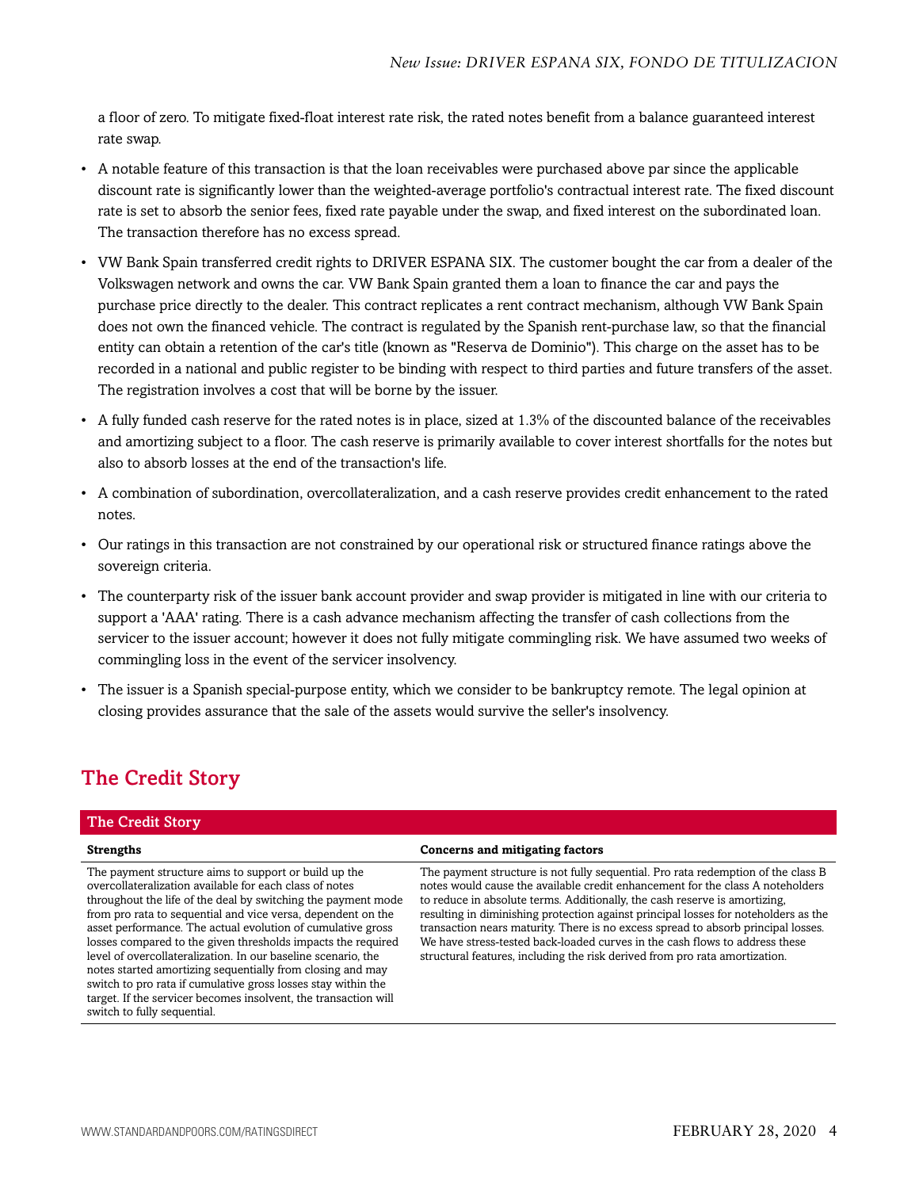a floor of zero. To mitigate fixed-float interest rate risk, the rated notes benefit from a balance guaranteed interest rate swap.

- A notable feature of this transaction is that the loan receivables were purchased above par since the applicable discount rate is significantly lower than the weighted-average portfolio's contractual interest rate. The fixed discount rate is set to absorb the senior fees, fixed rate payable under the swap, and fixed interest on the subordinated loan. The transaction therefore has no excess spread.
- VW Bank Spain transferred credit rights to DRIVER ESPANA SIX. The customer bought the car from a dealer of the Volkswagen network and owns the car. VW Bank Spain granted them a loan to finance the car and pays the purchase price directly to the dealer. This contract replicates a rent contract mechanism, although VW Bank Spain does not own the financed vehicle. The contract is regulated by the Spanish rent-purchase law, so that the financial entity can obtain a retention of the car's title (known as "Reserva de Dominio"). This charge on the asset has to be recorded in a national and public register to be binding with respect to third parties and future transfers of the asset. The registration involves a cost that will be borne by the issuer.
- A fully funded cash reserve for the rated notes is in place, sized at 1.3% of the discounted balance of the receivables and amortizing subject to a floor. The cash reserve is primarily available to cover interest shortfalls for the notes but also to absorb losses at the end of the transaction's life.
- A combination of subordination, overcollateralization, and a cash reserve provides credit enhancement to the rated notes.
- Our ratings in this transaction are not constrained by our operational risk or structured finance ratings above the sovereign criteria.
- The counterparty risk of the issuer bank account provider and swap provider is mitigated in line with our criteria to support a 'AAA' rating. There is a cash advance mechanism affecting the transfer of cash collections from the servicer to the issuer account; however it does not fully mitigate commingling risk. We have assumed two weeks of commingling loss in the event of the servicer insolvency.
- The issuer is a Spanish special-purpose entity, which we consider to be bankruptcy remote. The legal opinion at closing provides assurance that the sale of the assets would survive the seller's insolvency.

## The Credit Story

| The Credit Story | |
|---|---|
| **Strengths** | **Concerns and mitigating factors** |
| The payment structure aims to support or build up the overcollateralization available for each class of notes throughout the life of the deal by switching the payment mode from pro rata to sequential and vice versa, dependent on the asset performance. The actual evolution of cumulative gross losses compared to the given thresholds impacts the required level of overcollateralization. In our baseline scenario, the notes started amortizing sequentially from closing and may switch to pro rata if cumulative gross losses stay within the target. If the servicer becomes insolvent, the transaction will switch to fully sequential. | The payment structure is not fully sequential. Pro rata redemption of the class B notes would cause the available credit enhancement for the class A noteholders to reduce in absolute terms. Additionally, the cash reserve is amortizing, resulting in diminishing protection against principal losses for noteholders as the transaction nears maturity. There is no excess spread to absorb principal losses. We have stress-tested back-loaded curves in the cash flows to address these structural features, including the risk derived from pro rata amortization. |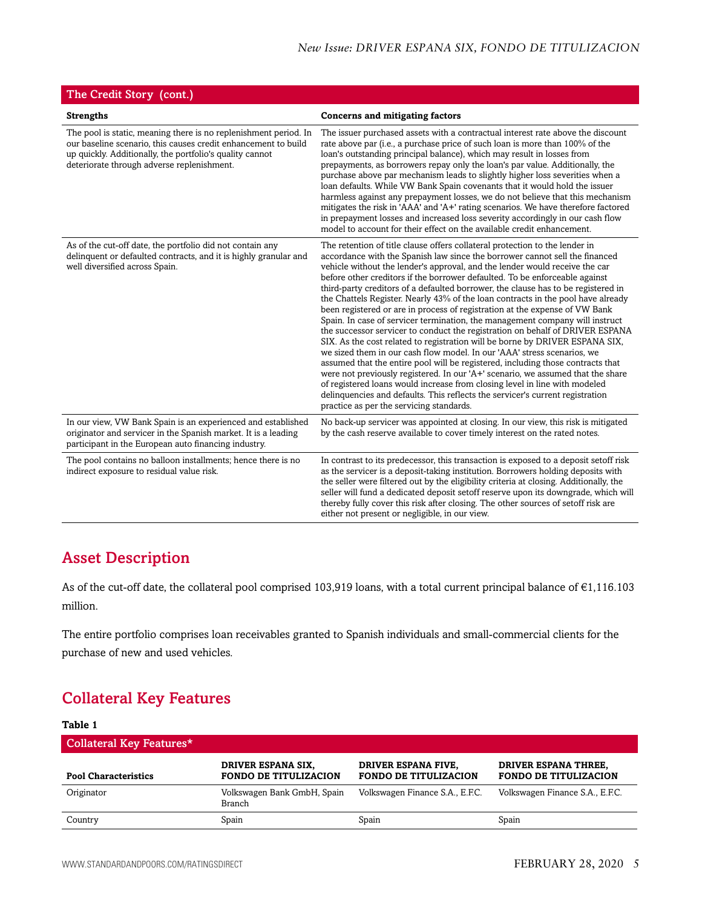## The Credit Story (cont.)

| Strengths | Concerns and mitigating factors |
| --- | --- |
| The pool is static, meaning there is no replenishment period. In our baseline scenario, this causes credit enhancement to build up quickly. Additionally, the portfolio's quality cannot deteriorate through adverse replenishment. | The issuer purchased assets with a contractual interest rate above the discount rate above par (i.e., a purchase price of such loan is more than 100% of the loan's outstanding principal balance), which may result in losses from prepayments, as borrowers repay only the loan's par value. Additionally, the purchase above par mechanism leads to slightly higher loss severities when a loan defaults. While VW Bank Spain covenants that it would hold the issuer harmless against any prepayment losses, we do not believe that this mechanism mitigates the risk in 'AAA' and 'A+' rating scenarios. We have therefore factored in prepayment losses and increased loss severity accordingly in our cash flow model to account for their effect on the available credit enhancement. |
| As of the cut-off date, the portfolio did not contain any delinquent or defaulted contracts, and it is highly granular and well diversified across Spain. | The retention of title clause offers collateral protection to the lender in accordance with the Spanish law since the borrower cannot sell the financed vehicle without the lender's approval, and the lender would receive the car before other creditors if the borrower defaulted. To be enforceable against third-party creditors of a defaulted borrower, the clause has to be registered in the Chattels Register. Nearly 43% of the loan contracts in the pool have already been registered or are in process of registration at the expense of VW Bank Spain. In case of servicer termination, the management company will instruct the successor servicer to conduct the registration on behalf of DRIVER ESPANA SIX. As the cost related to registration will be borne by DRIVER ESPANA SIX, we sized them in our cash flow model. In our 'AAA' stress scenarios, we assumed that the entire pool will be registered, including those contracts that were not previously registered. In our 'A+' scenario, we assumed that the share of registered loans would increase from closing level in line with modeled delinquencies and defaults. This reflects the servicer's current registration practice as per the servicing standards. |
| In our view, VW Bank Spain is an experienced and established originator and servicer in the Spanish market. It is a leading participant in the European auto financing industry. | No back-up servicer was appointed at closing. In our view, this risk is mitigated by the cash reserve available to cover timely interest on the rated notes. |
| The pool contains no balloon installments; hence there is no indirect exposure to residual value risk. | In contrast to its predecessor, this transaction is exposed to a deposit setoff risk as the servicer is a deposit-taking institution. Borrowers holding deposits with the seller were filtered out by the eligibility criteria at closing. Additionally, the seller will fund a dedicated deposit setoff reserve upon its downgrade, which will thereby fully cover this risk after closing. The other sources of setoff risk are either not present or negligible, in our view. |

## Asset Description

As of the cut-off date, the collateral pool comprised 103,919 loans, with a total current principal balance of €1,116.103 million.

The entire portfolio comprises loan receivables granted to Spanish individuals and small-commercial clients for the purchase of new and used vehicles.

## Collateral Key Features

**Table 1**

**Collateral Key Features***

| Pool Characteristics | DRIVER ESPANA SIX, FONDO DE TITULIZACION | DRIVER ESPANA FIVE, FONDO DE TITULIZACION | DRIVER ESPANA THREE, FONDO DE TITULIZACION |
| --- | --- | --- | --- |
| Originator | Volkswagen Bank GmbH, Spain Branch | Volkswagen Finance S.A., E.F.C. | Volkswagen Finance S.A., E.F.C. |
| Country | Spain | Spain | Spain |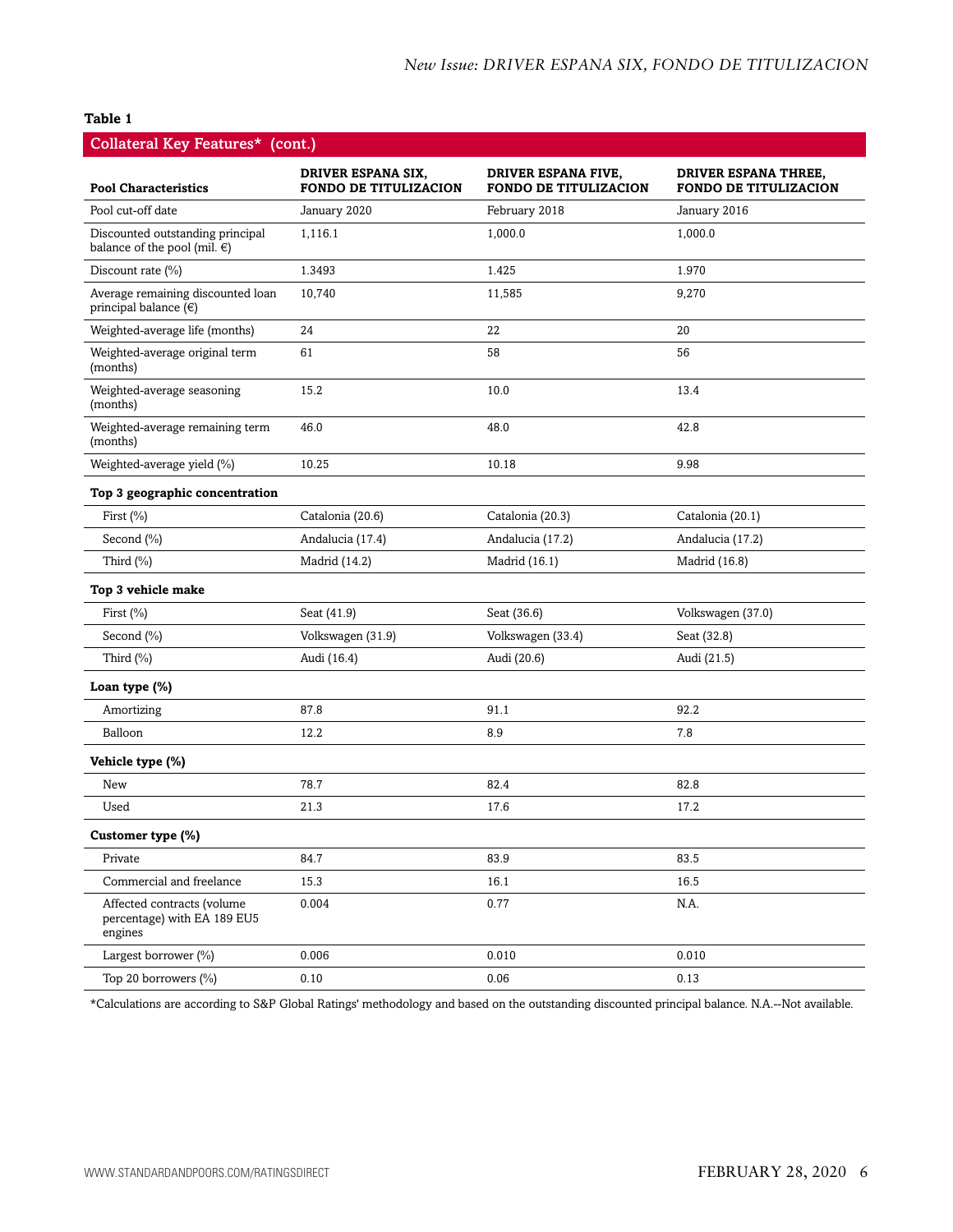**Table 1**

**Collateral Key Features* (cont.)**

| Pool Characteristics | DRIVER ESPANA SIX, FONDO DE TITULIZACION | DRIVER ESPANA FIVE, FONDO DE TITULIZACION | DRIVER ESPANA THREE, FONDO DE TITULIZACION |
|---|---|---|---|
| Pool cut-off date | January 2020 | February 2018 | January 2016 |
| Discounted outstanding principal balance of the pool (mil. €) | 1,116.1 | 1,000.0 | 1,000.0 |
| Discount rate (%) | 1.3493 | 1.425 | 1.970 |
| Average remaining discounted loan principal balance (€) | 10,740 | 11,585 | 9,270 |
| Weighted-average life (months) | 24 | 22 | 20 |
| Weighted-average original term (months) | 61 | 58 | 56 |
| Weighted-average seasoning (months) | 15.2 | 10.0 | 13.4 |
| Weighted-average remaining term (months) | 46.0 | 48.0 | 42.8 |
| Weighted-average yield (%) | 10.25 | 10.18 | 9.98 |
| **Top 3 geographic concentration** | | | |
| First (%) | Catalonia (20.6) | Catalonia (20.3) | Catalonia (20.1) |
| Second (%) | Andalucia (17.4) | Andalucia (17.2) | Andalucia (17.2) |
| Third (%) | Madrid (14.2) | Madrid (16.1) | Madrid (16.8) |
| **Top 3 vehicle make** | | | |
| First (%) | Seat (41.9) | Seat (36.6) | Volkswagen (37.0) |
| Second (%) | Volkswagen (31.9) | Volkswagen (33.4) | Seat (32.8) |
| Third (%) | Audi (16.4) | Audi (20.6) | Audi (21.5) |
| **Loan type (%)** | | | |
| Amortizing | 87.8 | 91.1 | 92.2 |
| Balloon | 12.2 | 8.9 | 7.8 |
| **Vehicle type (%)** | | | |
| New | 78.7 | 82.4 | 82.8 |
| Used | 21.3 | 17.6 | 17.2 |
| **Customer type (%)** | | | |
| Private | 84.7 | 83.9 | 83.5 |
| Commercial and freelance | 15.3 | 16.1 | 16.5 |
| Affected contracts (volume percentage) with EA 189 EU5 engines | 0.004 | 0.77 | N.A. |
| Largest borrower (%) | 0.006 | 0.010 | 0.010 |
| Top 20 borrowers (%) | 0.10 | 0.06 | 0.13 |

*Calculations are according to S&P Global Ratings' methodology and based on the outstanding discounted principal balance. N.A.--Not available.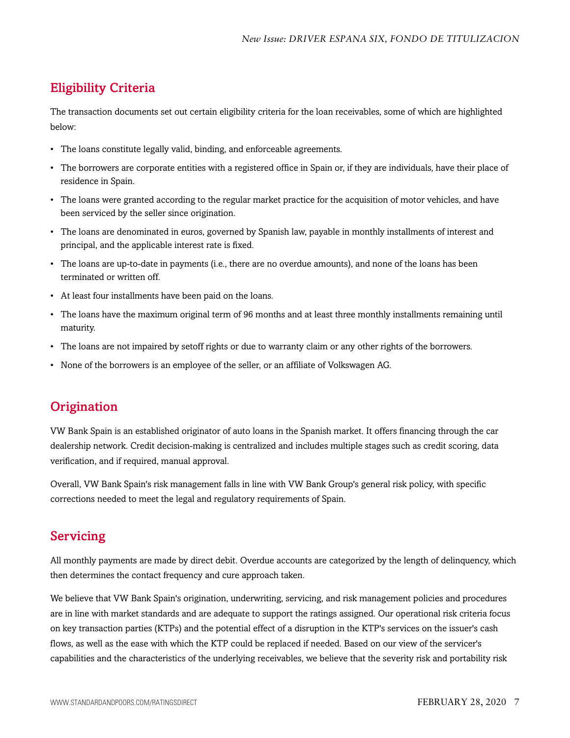## Eligibility Criteria

The transaction documents set out certain eligibility criteria for the loan receivables, some of which are highlighted below:

- The loans constitute legally valid, binding, and enforceable agreements.
- The borrowers are corporate entities with a registered office in Spain or, if they are individuals, have their place of residence in Spain.
- The loans were granted according to the regular market practice for the acquisition of motor vehicles, and have been serviced by the seller since origination.
- The loans are denominated in euros, governed by Spanish law, payable in monthly installments of interest and principal, and the applicable interest rate is fixed.
- The loans are up-to-date in payments (i.e., there are no overdue amounts), and none of the loans has been terminated or written off.
- At least four installments have been paid on the loans.
- The loans have the maximum original term of 96 months and at least three monthly installments remaining until maturity.
- The loans are not impaired by setoff rights or due to warranty claim or any other rights of the borrowers.
- None of the borrowers is an employee of the seller, or an affiliate of Volkswagen AG.

## Origination

VW Bank Spain is an established originator of auto loans in the Spanish market. It offers financing through the car dealership network. Credit decision-making is centralized and includes multiple stages such as credit scoring, data verification, and if required, manual approval.

Overall, VW Bank Spain's risk management falls in line with VW Bank Group's general risk policy, with specific corrections needed to meet the legal and regulatory requirements of Spain.

## Servicing

All monthly payments are made by direct debit. Overdue accounts are categorized by the length of delinquency, which then determines the contact frequency and cure approach taken.

We believe that VW Bank Spain's origination, underwriting, servicing, and risk management policies and procedures are in line with market standards and are adequate to support the ratings assigned. Our operational risk criteria focus on key transaction parties (KTPs) and the potential effect of a disruption in the KTP's services on the issuer's cash flows, as well as the ease with which the KTP could be replaced if needed. Based on our view of the servicer's capabilities and the characteristics of the underlying receivables, we believe that the severity risk and portability risk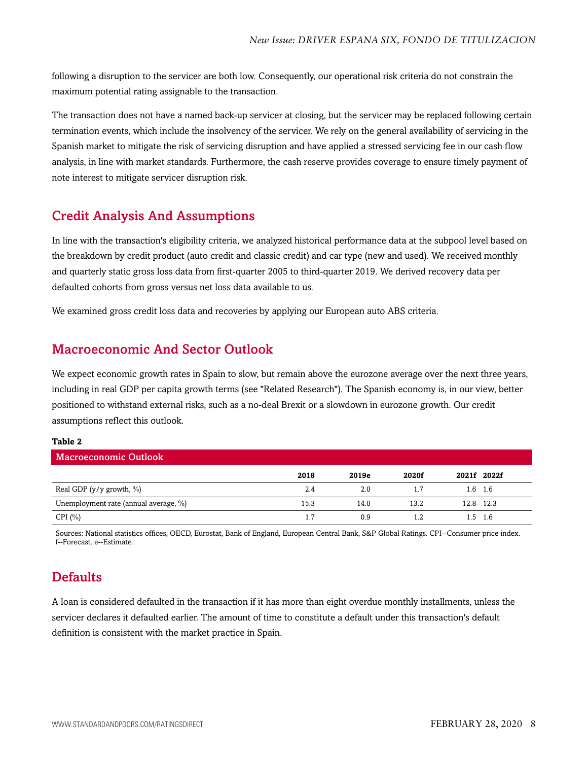following a disruption to the servicer are both low. Consequently, our operational risk criteria do not constrain the maximum potential rating assignable to the transaction.

The transaction does not have a named back-up servicer at closing, but the servicer may be replaced following certain termination events, which include the insolvency of the servicer. We rely on the general availability of servicing in the Spanish market to mitigate the risk of servicing disruption and have applied a stressed servicing fee in our cash flow analysis, in line with market standards. Furthermore, the cash reserve provides coverage to ensure timely payment of note interest to mitigate servicer disruption risk.

## Credit Analysis And Assumptions

In line with the transaction's eligibility criteria, we analyzed historical performance data at the subpool level based on the breakdown by credit product (auto credit and classic credit) and car type (new and used). We received monthly and quarterly static gross loss data from first-quarter 2005 to third-quarter 2019. We derived recovery data per defaulted cohorts from gross versus net loss data available to us.

We examined gross credit loss data and recoveries by applying our European auto ABS criteria.

## Macroeconomic And Sector Outlook

We expect economic growth rates in Spain to slow, but remain above the eurozone average over the next three years, including in real GDP per capita growth terms (see "Related Research"). The Spanish economy is, in our view, better positioned to withstand external risks, such as a no-deal Brexit or a slowdown in eurozone growth. Our credit assumptions reflect this outlook.

**Table 2**

**Macroeconomic Outlook**

| | 2018 | 2019e | 2020f | 2021f | 2022f |
|---|---|---|---|---|---|
| Real GDP (y/y growth, %) | 2.4 | 2.0 | 1.7 | 1.6 | 1.6 |
| Unemployment rate (annual average, %) | 15.3 | 14.0 | 13.2 | 12.8 | 12.3 |
| CPI (%) | 1.7 | 0.9 | 1.2 | 1.5 | 1.6 |

Sources: National statistics offices, OECD, Eurostat, Bank of England, European Central Bank, S&P Global Ratings. CPI--Consumer price index. f--Forecast. e--Estimate.

## Defaults

A loan is considered defaulted in the transaction if it has more than eight overdue monthly installments, unless the servicer declares it defaulted earlier. The amount of time to constitute a default under this transaction's default definition is consistent with the market practice in Spain.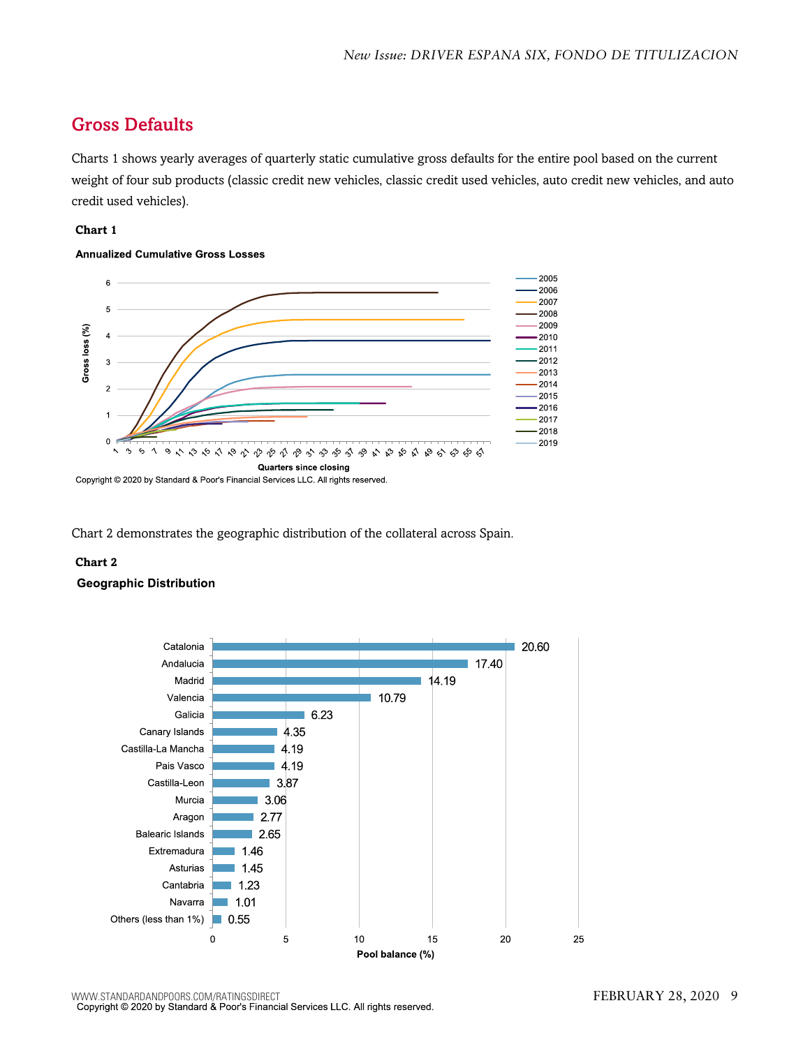## Gross Defaults

Charts 1 shows yearly averages of quarterly static cumulative gross defaults for the entire pool based on the current weight of four sub products (classic credit new vehicles, classic credit used vehicles, auto credit new vehicles, and auto credit used vehicles).

**Chart 1**

**Annualized Cumulative Gross Losses**

Copyright © 2020 by Standard & Poor's Financial Services LLC. All rights reserved.

Chart 2 demonstrates the geographic distribution of the collateral across Spain.

**Chart 2**

**Geographic Distribution**

| Region | Pool balance (%) |
|---|---|
| Catalonia | 20.60 |
| Andalucia | 17.40 |
| Madrid | 14.19 |
| Valencia | 10.79 |
| Galicia | 6.23 |
| Canary Islands | 4.35 |
| Castilla-La Mancha | 4.19 |
| Pais Vasco | 4.19 |
| Castilla-Leon | 3.87 |
| Murcia | 3.06 |
| Aragon | 2.77 |
| Balearic Islands | 2.65 |
| Extremadura | 1.46 |
| Asturias | 1.45 |
| Cantabria | 1.23 |
| Navarra | 1.01 |
| Others (less than 1%) | 0.55 |

Copyright © 2020 by Standard & Poor's Financial Services LLC. All rights reserved.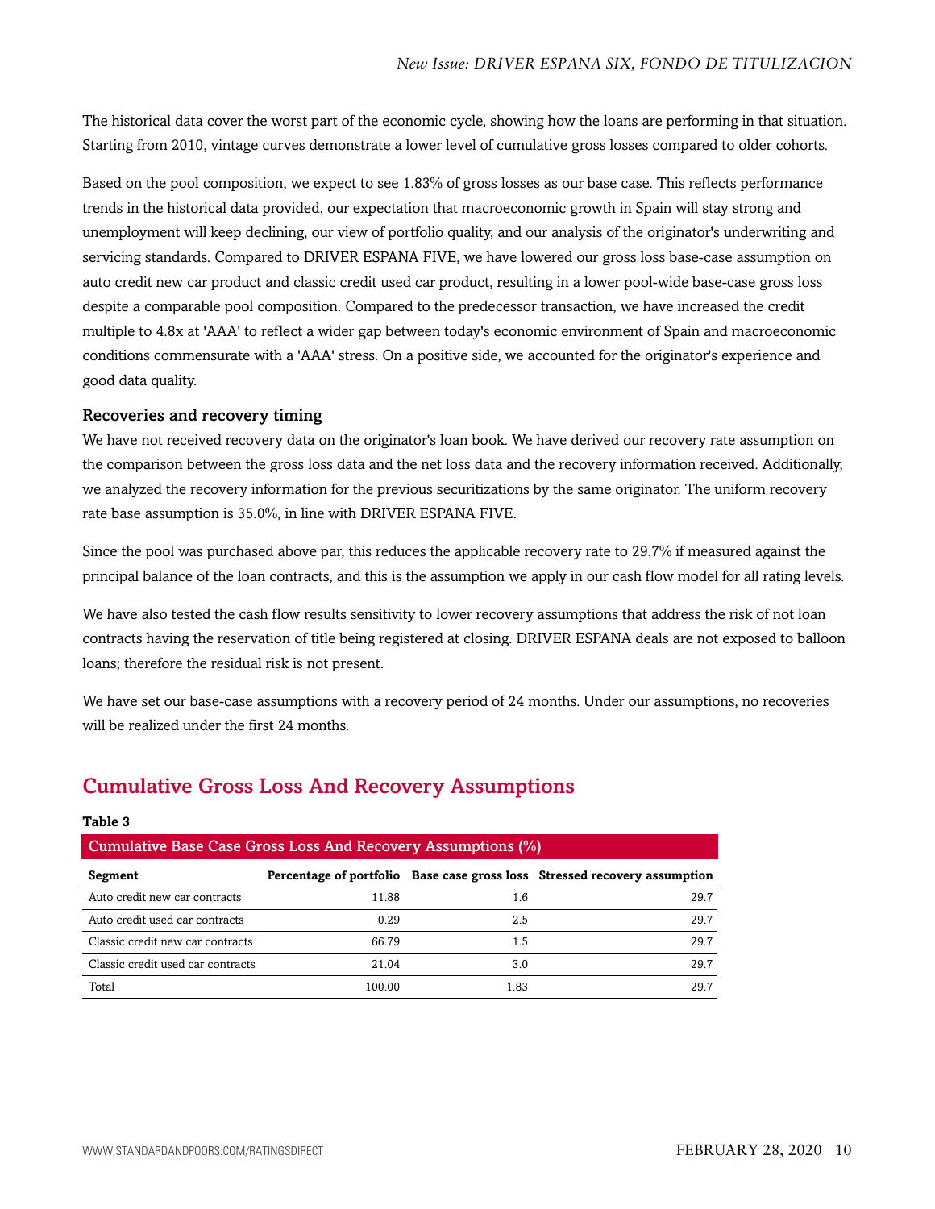The historical data cover the worst part of the economic cycle, showing how the loans are performing in that situation. Starting from 2010, vintage curves demonstrate a lower level of cumulative gross losses compared to older cohorts.

Based on the pool composition, we expect to see 1.83% of gross losses as our base case. This reflects performance trends in the historical data provided, our expectation that macroeconomic growth in Spain will stay strong and unemployment will keep declining, our view of portfolio quality, and our analysis of the originator's underwriting and servicing standards. Compared to DRIVER ESPANA FIVE, we have lowered our gross loss base-case assumption on auto credit new car product and classic credit used car product, resulting in a lower pool-wide base-case gross loss despite a comparable pool composition. Compared to the predecessor transaction, we have increased the credit multiple to 4.8x at 'AAA' to reflect a wider gap between today's economic environment of Spain and macroeconomic conditions commensurate with a 'AAA' stress. On a positive side, we accounted for the originator's experience and good data quality.

### Recoveries and recovery timing

We have not received recovery data on the originator's loan book. We have derived our recovery rate assumption on the comparison between the gross loss data and the net loss data and the recovery information received. Additionally, we analyzed the recovery information for the previous securitizations by the same originator. The uniform recovery rate base assumption is 35.0%, in line with DRIVER ESPANA FIVE.

Since the pool was purchased above par, this reduces the applicable recovery rate to 29.7% if measured against the principal balance of the loan contracts, and this is the assumption we apply in our cash flow model for all rating levels.

We have also tested the cash flow results sensitivity to lower recovery assumptions that address the risk of not loan contracts having the reservation of title being registered at closing. DRIVER ESPANA deals are not exposed to balloon loans; therefore the residual risk is not present.

We have set our base-case assumptions with a recovery period of 24 months. Under our assumptions, no recoveries will be realized under the first 24 months.

## Cumulative Gross Loss And Recovery Assumptions

**Table 3**

**Cumulative Base Case Gross Loss And Recovery Assumptions (%)**

| Segment | Percentage of portfolio | Base case gross loss | Stressed recovery assumption |
|---|---|---|---|
| Auto credit new car contracts | 11.88 | 1.6 | 29.7 |
| Auto credit used car contracts | 0.29 | 2.5 | 29.7 |
| Classic credit new car contracts | 66.79 | 1.5 | 29.7 |
| Classic credit used car contracts | 21.04 | 3.0 | 29.7 |
| Total | 100.00 | 1.83 | 29.7 |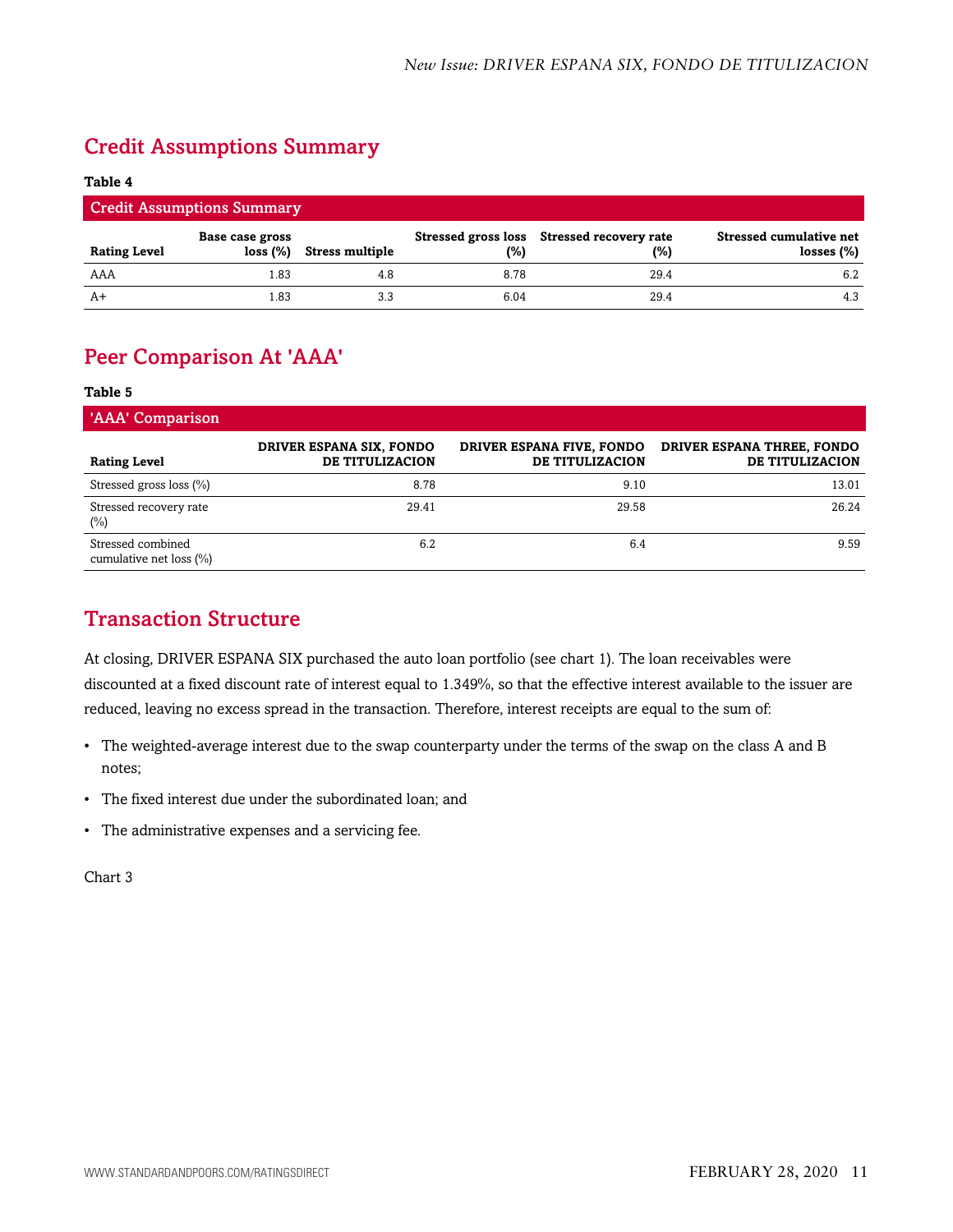## Credit Assumptions Summary

**Table 4**

| Credit Assumptions Summary | | | | | |
|---|---|---|---|---|---|
| **Rating Level** | **Base case gross loss (%)** | **Stress multiple** | **Stressed gross loss (%)** | **Stressed recovery rate (%)** | **Stressed cumulative net losses (%)** |
| AAA | 1.83 | 4.8 | 8.78 | 29.4 | 6.2 |
| A+ | 1.83 | 3.3 | 6.04 | 29.4 | 4.3 |

## Peer Comparison At 'AAA'

**Table 5**

| 'AAA' Comparison | | | |
|---|---|---|---|
| **Rating Level** | **DRIVER ESPANA SIX, FONDO DE TITULIZACION** | **DRIVER ESPANA FIVE, FONDO DE TITULIZACION** | **DRIVER ESPANA THREE, FONDO DE TITULIZACION** |
| Stressed gross loss (%) | 8.78 | 9.10 | 13.01 |
| Stressed recovery rate (%) | 29.41 | 29.58 | 26.24 |
| Stressed combined cumulative net loss (%) | 6.2 | 6.4 | 9.59 |

## Transaction Structure

At closing, DRIVER ESPANA SIX purchased the auto loan portfolio (see chart 1). The loan receivables were discounted at a fixed discount rate of interest equal to 1.349%, so that the effective interest available to the issuer are reduced, leaving no excess spread in the transaction. Therefore, interest receipts are equal to the sum of:

- The weighted-average interest due to the swap counterparty under the terms of the swap on the class A and B notes;
- The fixed interest due under the subordinated loan; and
- The administrative expenses and a servicing fee.

Chart 3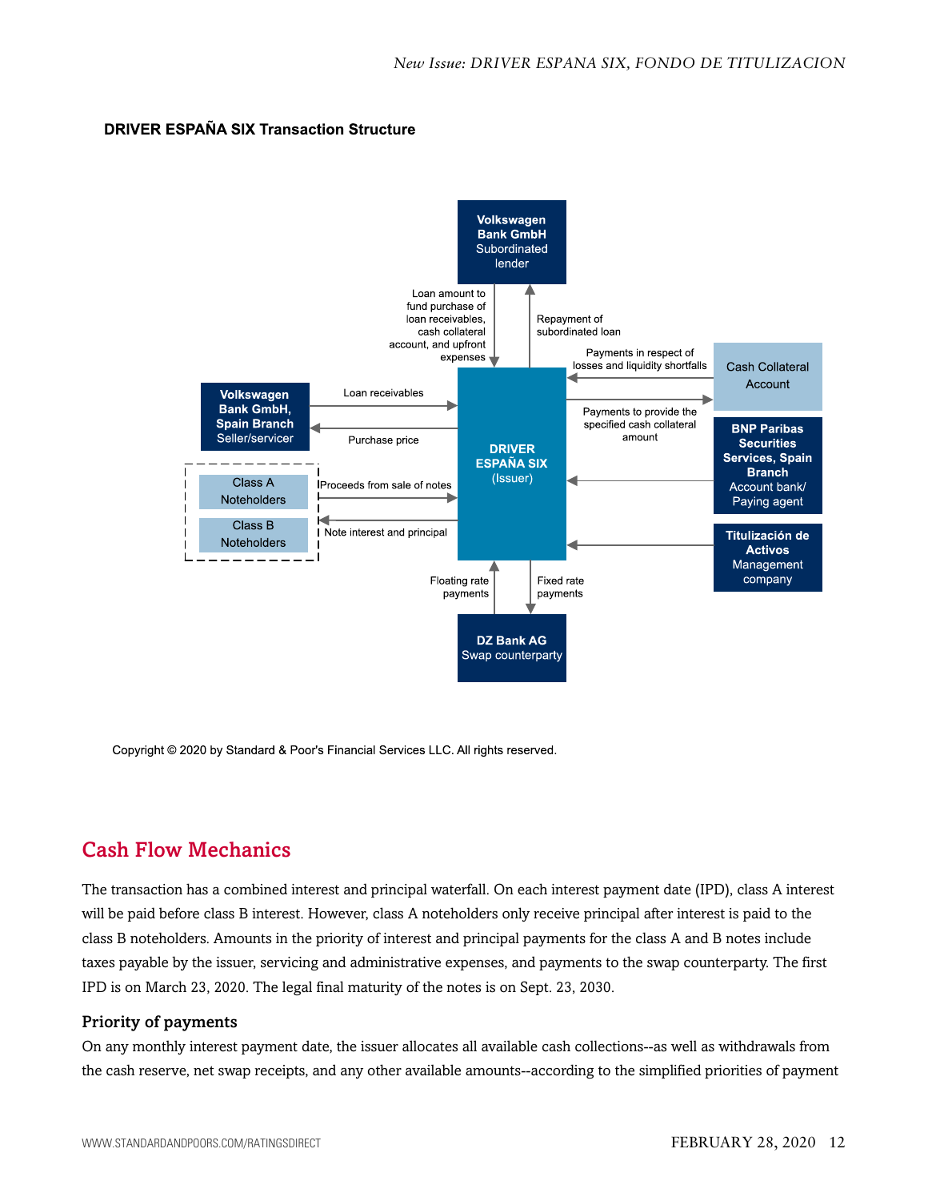**DRIVER ESPAÑA SIX Transaction Structure**

Volkswagen Bank GmbH Subordinated lender

Loan amount to fund purchase of loan receivables, cash collateral account, and upfront expenses

Repayment of subordinated loan

Volkswagen Bank GmbH, Spain Branch Seller/servicer

Loan receivables

Purchase price

DRIVER ESPAÑA SIX (Issuer)

Payments in respect of losses and liquidity shortfalls

Cash Collateral Account

Payments to provide the specified cash collateral amount

BNP Paribas Securities Services, Spain Branch Account bank/ Paying agent

Titulización de Activos Management company

Class A Noteholders

Class B Noteholders

Proceeds from sale of notes

Note interest and principal

Floating rate payments

Fixed rate payments

DZ Bank AG Swap counterparty

Copyright © 2020 by Standard & Poor's Financial Services LLC. All rights reserved.

## Cash Flow Mechanics

The transaction has a combined interest and principal waterfall. On each interest payment date (IPD), class A interest will be paid before class B interest. However, class A noteholders only receive principal after interest is paid to the class B noteholders. Amounts in the priority of interest and principal payments for the class A and B notes include taxes payable by the issuer, servicing and administrative expenses, and payments to the swap counterparty. The first IPD is on March 23, 2020. The legal final maturity of the notes is on Sept. 23, 2030.

### Priority of payments

On any monthly interest payment date, the issuer allocates all available cash collections--as well as withdrawals from the cash reserve, net swap receipts, and any other available amounts--according to the simplified priorities of payment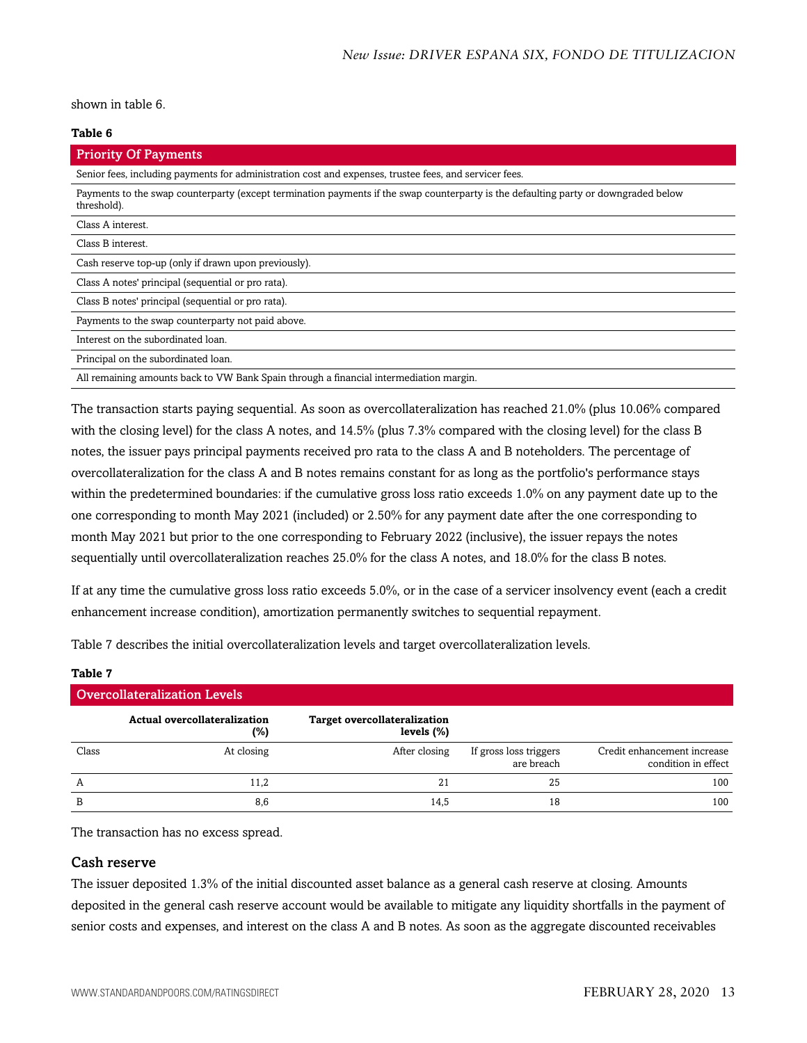shown in table 6.

**Table 6**

| Priority Of Payments |
|---|
| Senior fees, including payments for administration cost and expenses, trustee fees, and servicer fees. |
| Payments to the swap counterparty (except termination payments if the swap counterparty is the defaulting party or downgraded below threshold). |
| Class A interest. |
| Class B interest. |
| Cash reserve top-up (only if drawn upon previously). |
| Class A notes' principal (sequential or pro rata). |
| Class B notes' principal (sequential or pro rata). |
| Payments to the swap counterparty not paid above. |
| Interest on the subordinated loan. |
| Principal on the subordinated loan. |
| All remaining amounts back to VW Bank Spain through a financial intermediation margin. |

The transaction starts paying sequential. As soon as overcollateralization has reached 21.0% (plus 10.06% compared with the closing level) for the class A notes, and 14.5% (plus 7.3% compared with the closing level) for the class B notes, the issuer pays principal payments received pro rata to the class A and B noteholders. The percentage of overcollateralization for the class A and B notes remains constant for as long as the portfolio's performance stays within the predetermined boundaries: if the cumulative gross loss ratio exceeds 1.0% on any payment date up to the one corresponding to month May 2021 (included) or 2.50% for any payment date after the one corresponding to month May 2021 but prior to the one corresponding to February 2022 (inclusive), the issuer repays the notes sequentially until overcollateralization reaches 25.0% for the class A notes, and 18.0% for the class B notes.

If at any time the cumulative gross loss ratio exceeds 5.0%, or in the case of a servicer insolvency event (each a credit enhancement increase condition), amortization permanently switches to sequential repayment.

Table 7 describes the initial overcollateralization levels and target overcollateralization levels.

**Table 7**

| Overcollateralization Levels | | | | |
|---|---|---|---|---|
| | Actual overcollateralization (%) | Target overcollateralization levels (%) | | |
| Class | At closing | After closing | If gross loss triggers are breach | Credit enhancement increase condition in effect |
| A | 11,2 | 21 | 25 | 100 |
| B | 8,6 | 14,5 | 18 | 100 |

The transaction has no excess spread.

## Cash reserve

The issuer deposited 1.3% of the initial discounted asset balance as a general cash reserve at closing. Amounts deposited in the general cash reserve account would be available to mitigate any liquidity shortfalls in the payment of senior costs and expenses, and interest on the class A and B notes. As soon as the aggregate discounted receivables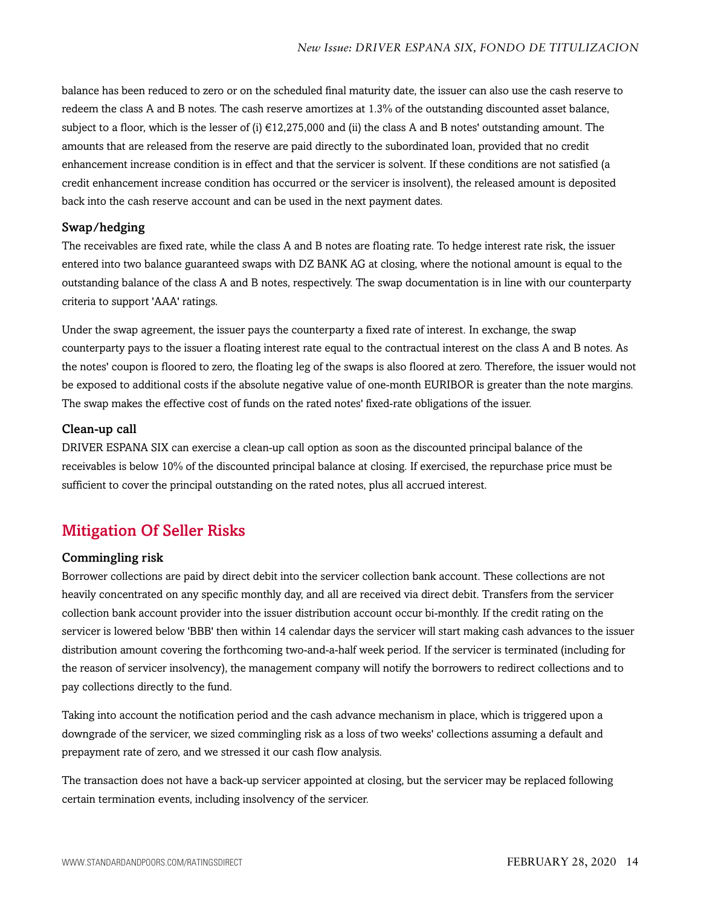balance has been reduced to zero or on the scheduled final maturity date, the issuer can also use the cash reserve to redeem the class A and B notes. The cash reserve amortizes at 1.3% of the outstanding discounted asset balance, subject to a floor, which is the lesser of (i) €12,275,000 and (ii) the class A and B notes' outstanding amount. The amounts that are released from the reserve are paid directly to the subordinated loan, provided that no credit enhancement increase condition is in effect and that the servicer is solvent. If these conditions are not satisfied (a credit enhancement increase condition has occurred or the servicer is insolvent), the released amount is deposited back into the cash reserve account and can be used in the next payment dates.

### Swap/hedging

The receivables are fixed rate, while the class A and B notes are floating rate. To hedge interest rate risk, the issuer entered into two balance guaranteed swaps with DZ BANK AG at closing, where the notional amount is equal to the outstanding balance of the class A and B notes, respectively. The swap documentation is in line with our counterparty criteria to support 'AAA' ratings.

Under the swap agreement, the issuer pays the counterparty a fixed rate of interest. In exchange, the swap counterparty pays to the issuer a floating interest rate equal to the contractual interest on the class A and B notes. As the notes' coupon is floored to zero, the floating leg of the swaps is also floored at zero. Therefore, the issuer would not be exposed to additional costs if the absolute negative value of one-month EURIBOR is greater than the note margins. The swap makes the effective cost of funds on the rated notes' fixed-rate obligations of the issuer.

### Clean-up call

DRIVER ESPANA SIX can exercise a clean-up call option as soon as the discounted principal balance of the receivables is below 10% of the discounted principal balance at closing. If exercised, the repurchase price must be sufficient to cover the principal outstanding on the rated notes, plus all accrued interest.

## Mitigation Of Seller Risks

### Commingling risk

Borrower collections are paid by direct debit into the servicer collection bank account. These collections are not heavily concentrated on any specific monthly day, and all are received via direct debit. Transfers from the servicer collection bank account provider into the issuer distribution account occur bi-monthly. If the credit rating on the servicer is lowered below 'BBB' then within 14 calendar days the servicer will start making cash advances to the issuer distribution amount covering the forthcoming two-and-a-half week period. If the servicer is terminated (including for the reason of servicer insolvency), the management company will notify the borrowers to redirect collections and to pay collections directly to the fund.

Taking into account the notification period and the cash advance mechanism in place, which is triggered upon a downgrade of the servicer, we sized commingling risk as a loss of two weeks' collections assuming a default and prepayment rate of zero, and we stressed it our cash flow analysis.

The transaction does not have a back-up servicer appointed at closing, but the servicer may be replaced following certain termination events, including insolvency of the servicer.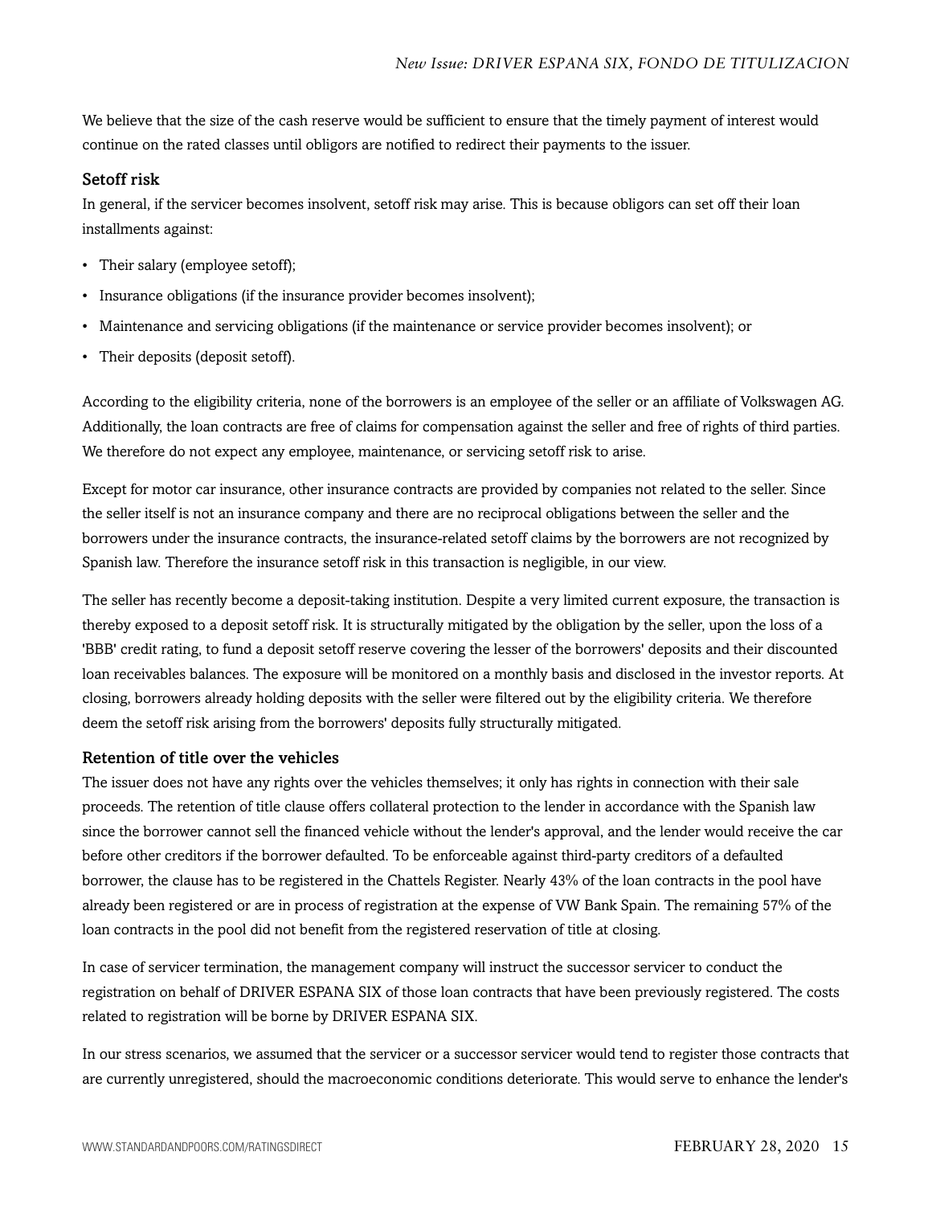We believe that the size of the cash reserve would be sufficient to ensure that the timely payment of interest would continue on the rated classes until obligors are notified to redirect their payments to the issuer.

### Setoff risk

In general, if the servicer becomes insolvent, setoff risk may arise. This is because obligors can set off their loan installments against:

- Their salary (employee setoff);
- Insurance obligations (if the insurance provider becomes insolvent);
- Maintenance and servicing obligations (if the maintenance or service provider becomes insolvent); or
- Their deposits (deposit setoff).

According to the eligibility criteria, none of the borrowers is an employee of the seller or an affiliate of Volkswagen AG. Additionally, the loan contracts are free of claims for compensation against the seller and free of rights of third parties. We therefore do not expect any employee, maintenance, or servicing setoff risk to arise.

Except for motor car insurance, other insurance contracts are provided by companies not related to the seller. Since the seller itself is not an insurance company and there are no reciprocal obligations between the seller and the borrowers under the insurance contracts, the insurance-related setoff claims by the borrowers are not recognized by Spanish law. Therefore the insurance setoff risk in this transaction is negligible, in our view.

The seller has recently become a deposit-taking institution. Despite a very limited current exposure, the transaction is thereby exposed to a deposit setoff risk. It is structurally mitigated by the obligation by the seller, upon the loss of a 'BBB' credit rating, to fund a deposit setoff reserve covering the lesser of the borrowers' deposits and their discounted loan receivables balances. The exposure will be monitored on a monthly basis and disclosed in the investor reports. At closing, borrowers already holding deposits with the seller were filtered out by the eligibility criteria. We therefore deem the setoff risk arising from the borrowers' deposits fully structurally mitigated.

### Retention of title over the vehicles

The issuer does not have any rights over the vehicles themselves; it only has rights in connection with their sale proceeds. The retention of title clause offers collateral protection to the lender in accordance with the Spanish law since the borrower cannot sell the financed vehicle without the lender's approval, and the lender would receive the car before other creditors if the borrower defaulted. To be enforceable against third-party creditors of a defaulted borrower, the clause has to be registered in the Chattels Register. Nearly 43% of the loan contracts in the pool have already been registered or are in process of registration at the expense of VW Bank Spain. The remaining 57% of the loan contracts in the pool did not benefit from the registered reservation of title at closing.

In case of servicer termination, the management company will instruct the successor servicer to conduct the registration on behalf of DRIVER ESPANA SIX of those loan contracts that have been previously registered. The costs related to registration will be borne by DRIVER ESPANA SIX.

In our stress scenarios, we assumed that the servicer or a successor servicer would tend to register those contracts that are currently unregistered, should the macroeconomic conditions deteriorate. This would serve to enhance the lender's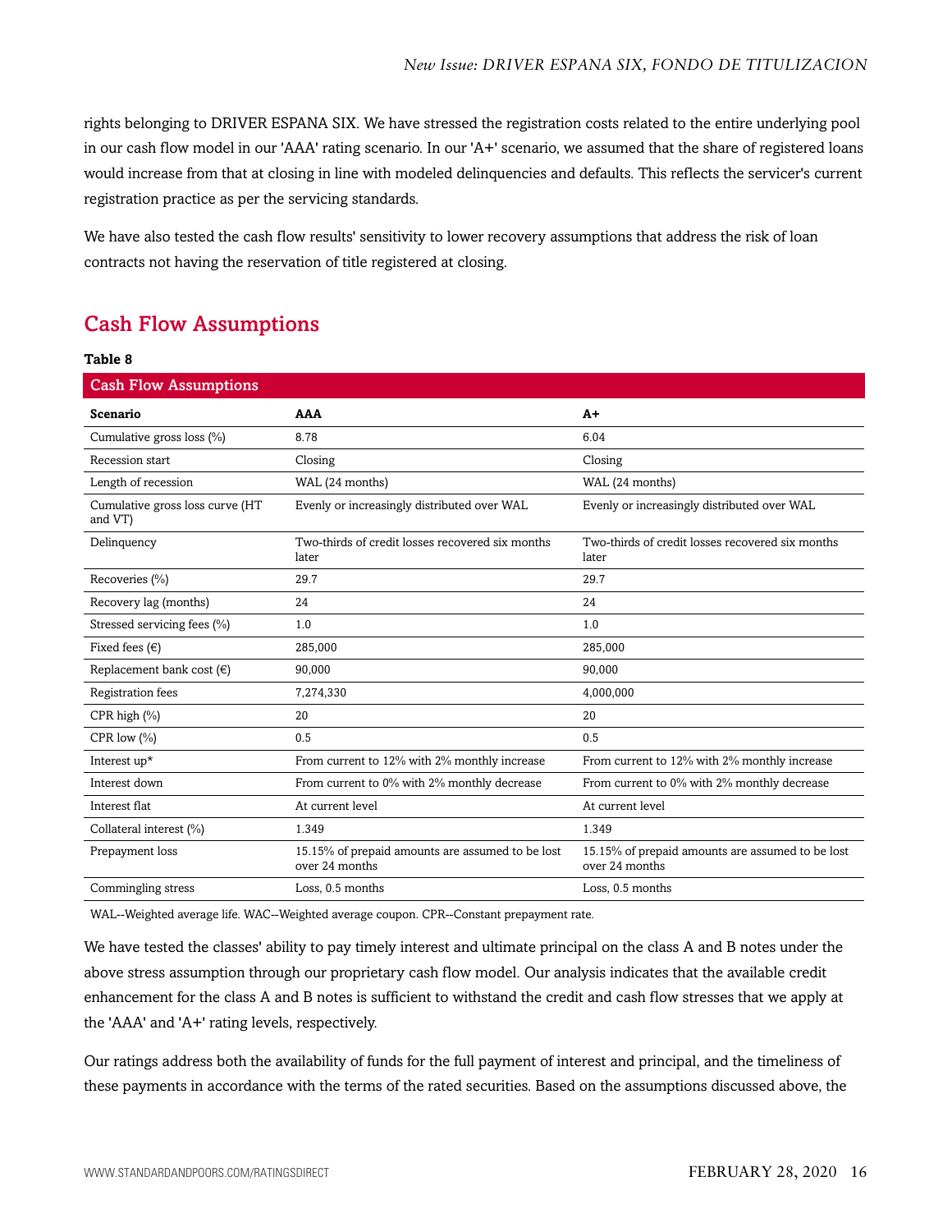rights belonging to DRIVER ESPANA SIX. We have stressed the registration costs related to the entire underlying pool in our cash flow model in our 'AAA' rating scenario. In our 'A+' scenario, we assumed that the share of registered loans would increase from that at closing in line with modeled delinquencies and defaults. This reflects the servicer's current registration practice as per the servicing standards.

We have also tested the cash flow results' sensitivity to lower recovery assumptions that address the risk of loan contracts not having the reservation of title registered at closing.

## Cash Flow Assumptions

**Table 8**

| Cash Flow Assumptions | | |
|---|---|---|
| **Scenario** | **AAA** | **A+** |
| Cumulative gross loss (%) | 8.78 | 6.04 |
| Recession start | Closing | Closing |
| Length of recession | WAL (24 months) | WAL (24 months) |
| Cumulative gross loss curve (HT and VT) | Evenly or increasingly distributed over WAL | Evenly or increasingly distributed over WAL |
| Delinquency | Two-thirds of credit losses recovered six months later | Two-thirds of credit losses recovered six months later |
| Recoveries (%) | 29.7 | 29.7 |
| Recovery lag (months) | 24 | 24 |
| Stressed servicing fees (%) | 1.0 | 1.0 |
| Fixed fees (€) | 285,000 | 285,000 |
| Replacement bank cost (€) | 90,000 | 90,000 |
| Registration fees | 7,274,330 | 4,000,000 |
| CPR high (%) | 20 | 20 |
| CPR low (%) | 0.5 | 0.5 |
| Interest up* | From current to 12% with 2% monthly increase | From current to 12% with 2% monthly increase |
| Interest down | From current to 0% with 2% monthly decrease | From current to 0% with 2% monthly decrease |
| Interest flat | At current level | At current level |
| Collateral interest (%) | 1.349 | 1.349 |
| Prepayment loss | 15.15% of prepaid amounts are assumed to be lost over 24 months | 15.15% of prepaid amounts are assumed to be lost over 24 months |
| Commingling stress | Loss, 0.5 months | Loss, 0.5 months |

WAL--Weighted average life. WAC--Weighted average coupon. CPR--Constant prepayment rate.

We have tested the classes' ability to pay timely interest and ultimate principal on the class A and B notes under the above stress assumption through our proprietary cash flow model. Our analysis indicates that the available credit enhancement for the class A and B notes is sufficient to withstand the credit and cash flow stresses that we apply at the 'AAA' and 'A+' rating levels, respectively.

Our ratings address both the availability of funds for the full payment of interest and principal, and the timeliness of these payments in accordance with the terms of the rated securities. Based on the assumptions discussed above, the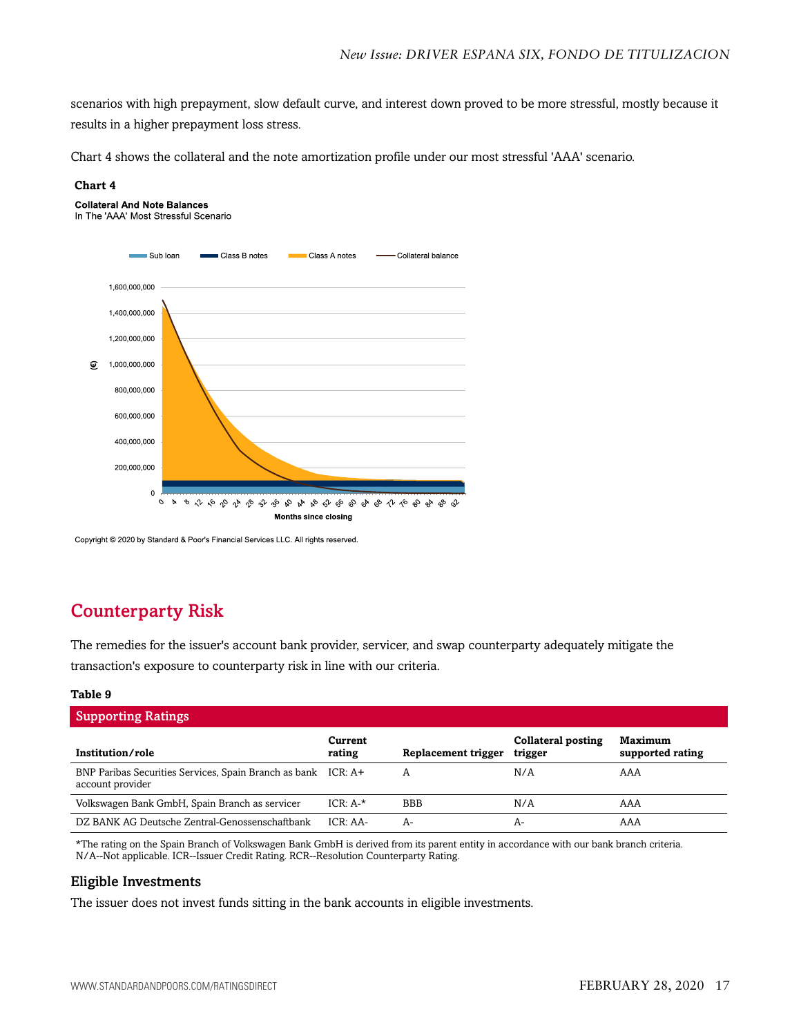scenarios with high prepayment, slow default curve, and interest down proved to be more stressful, mostly because it results in a higher prepayment loss stress.

Chart 4 shows the collateral and the note amortization profile under our most stressful 'AAA' scenario.

**Chart 4**

**Collateral And Note Balances**
In The 'AAA' Most Stressful Scenario

Copyright © 2020 by Standard & Poor's Financial Services LLC. All rights reserved.

## Counterparty Risk

The remedies for the issuer's account bank provider, servicer, and swap counterparty adequately mitigate the transaction's exposure to counterparty risk in line with our criteria.

**Table 9**

**Supporting Ratings**

| Institution/role | Current rating | Replacement trigger | Collateral posting trigger | Maximum supported rating |
|---|---|---|---|---|
| BNP Paribas Securities Services, Spain Branch as bank account provider | ICR: A+ | A | N/A | AAA |
| Volkswagen Bank GmbH, Spain Branch as servicer | ICR: A-* | BBB | N/A | AAA |
| DZ BANK AG Deutsche Zentral-Genossenschaftbank | ICR: AA- | A- | A- | AAA |

*The rating on the Spain Branch of Volkswagen Bank GmbH is derived from its parent entity in accordance with our bank branch criteria. N/A--Not applicable. ICR--Issuer Credit Rating. RCR--Resolution Counterparty Rating.

### Eligible Investments

The issuer does not invest funds sitting in the bank accounts in eligible investments.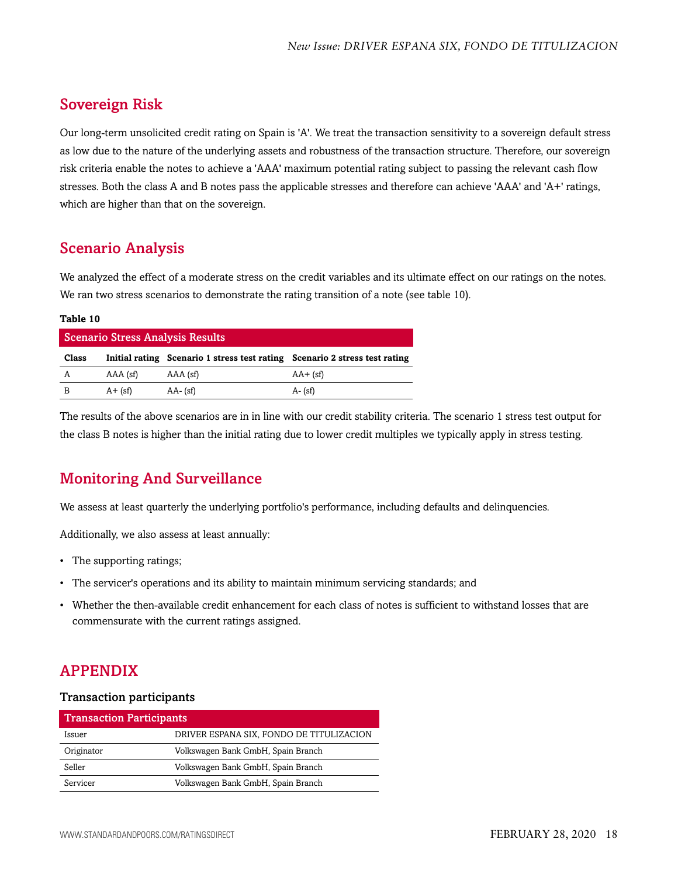## Sovereign Risk

Our long-term unsolicited credit rating on Spain is 'A'. We treat the transaction sensitivity to a sovereign default stress as low due to the nature of the underlying assets and robustness of the transaction structure. Therefore, our sovereign risk criteria enable the notes to achieve a 'AAA' maximum potential rating subject to passing the relevant cash flow stresses. Both the class A and B notes pass the applicable stresses and therefore can achieve 'AAA' and 'A+' ratings, which are higher than that on the sovereign.

## Scenario Analysis

We analyzed the effect of a moderate stress on the credit variables and its ultimate effect on our ratings on the notes. We ran two stress scenarios to demonstrate the rating transition of a note (see table 10).

**Table 10**

| Scenario Stress Analysis Results | | | |
|---|---|---|---|
| **Class** | **Initial rating** | **Scenario 1 stress test rating** | **Scenario 2 stress test rating** |
| A | AAA (sf) | AAA (sf) | AA+ (sf) |
| B | A+ (sf) | AA- (sf) | A- (sf) |

The results of the above scenarios are in in line with our credit stability criteria. The scenario 1 stress test output for the class B notes is higher than the initial rating due to lower credit multiples we typically apply in stress testing.

## Monitoring And Surveillance

We assess at least quarterly the underlying portfolio's performance, including defaults and delinquencies.

Additionally, we also assess at least annually:

- The supporting ratings;
- The servicer's operations and its ability to maintain minimum servicing standards; and
- Whether the then-available credit enhancement for each class of notes is sufficient to withstand losses that are commensurate with the current ratings assigned.

## APPENDIX

### Transaction participants

| Transaction Participants | |
|---|---|
| Issuer | DRIVER ESPANA SIX, FONDO DE TITULIZACION |
| Originator | Volkswagen Bank GmbH, Spain Branch |
| Seller | Volkswagen Bank GmbH, Spain Branch |
| Servicer | Volkswagen Bank GmbH, Spain Branch |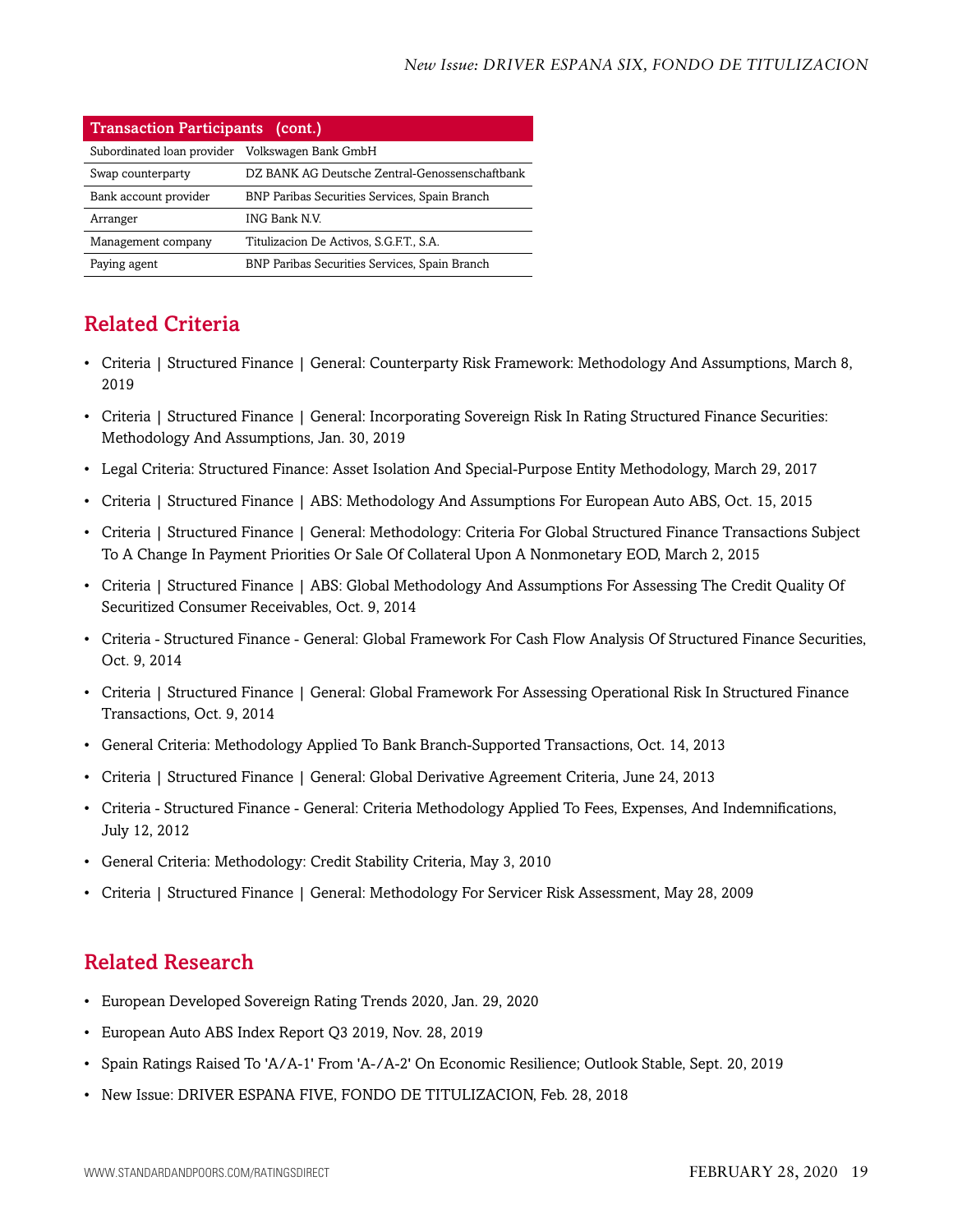| Transaction Participants (cont.) | |
|---|---|
| Subordinated loan provider | Volkswagen Bank GmbH |
| Swap counterparty | DZ BANK AG Deutsche Zentral-Genossenschaftbank |
| Bank account provider | BNP Paribas Securities Services, Spain Branch |
| Arranger | ING Bank N.V. |
| Management company | Titulizacion De Activos, S.G.F.T., S.A. |
| Paying agent | BNP Paribas Securities Services, Spain Branch |

## Related Criteria

- Criteria | Structured Finance | General: Counterparty Risk Framework: Methodology And Assumptions, March 8, 2019
- Criteria | Structured Finance | General: Incorporating Sovereign Risk In Rating Structured Finance Securities: Methodology And Assumptions, Jan. 30, 2019
- Legal Criteria: Structured Finance: Asset Isolation And Special-Purpose Entity Methodology, March 29, 2017
- Criteria | Structured Finance | ABS: Methodology And Assumptions For European Auto ABS, Oct. 15, 2015
- Criteria | Structured Finance | General: Methodology: Criteria For Global Structured Finance Transactions Subject To A Change In Payment Priorities Or Sale Of Collateral Upon A Nonmonetary EOD, March 2, 2015
- Criteria | Structured Finance | ABS: Global Methodology And Assumptions For Assessing The Credit Quality Of Securitized Consumer Receivables, Oct. 9, 2014
- Criteria - Structured Finance - General: Global Framework For Cash Flow Analysis Of Structured Finance Securities, Oct. 9, 2014
- Criteria | Structured Finance | General: Global Framework For Assessing Operational Risk In Structured Finance Transactions, Oct. 9, 2014
- General Criteria: Methodology Applied To Bank Branch-Supported Transactions, Oct. 14, 2013
- Criteria | Structured Finance | General: Global Derivative Agreement Criteria, June 24, 2013
- Criteria - Structured Finance - General: Criteria Methodology Applied To Fees, Expenses, And Indemnifications, July 12, 2012
- General Criteria: Methodology: Credit Stability Criteria, May 3, 2010
- Criteria | Structured Finance | General: Methodology For Servicer Risk Assessment, May 28, 2009

## Related Research

- European Developed Sovereign Rating Trends 2020, Jan. 29, 2020
- European Auto ABS Index Report Q3 2019, Nov. 28, 2019
- Spain Ratings Raised To 'A/A-1' From 'A-/A-2' On Economic Resilience; Outlook Stable, Sept. 20, 2019
- New Issue: DRIVER ESPANA FIVE, FONDO DE TITULIZACION, Feb. 28, 2018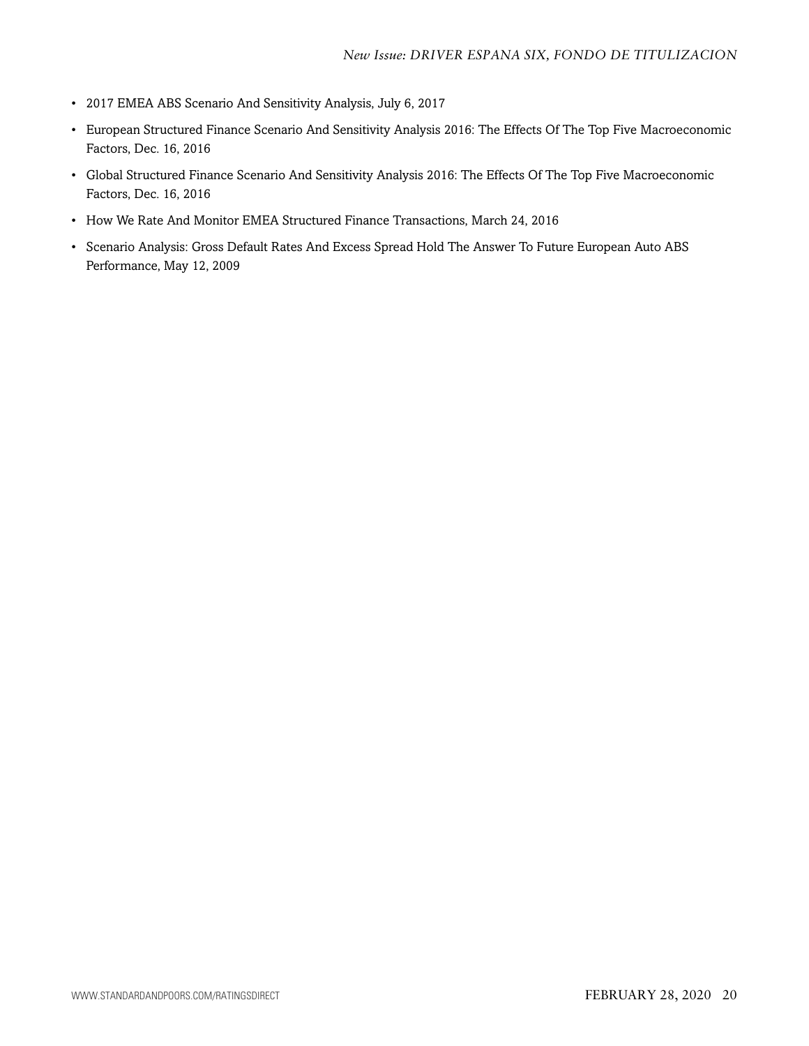- 2017 EMEA ABS Scenario And Sensitivity Analysis, July 6, 2017
- European Structured Finance Scenario And Sensitivity Analysis 2016: The Effects Of The Top Five Macroeconomic Factors, Dec. 16, 2016
- Global Structured Finance Scenario And Sensitivity Analysis 2016: The Effects Of The Top Five Macroeconomic Factors, Dec. 16, 2016
- How We Rate And Monitor EMEA Structured Finance Transactions, March 24, 2016
- Scenario Analysis: Gross Default Rates And Excess Spread Hold The Answer To Future European Auto ABS Performance, May 12, 2009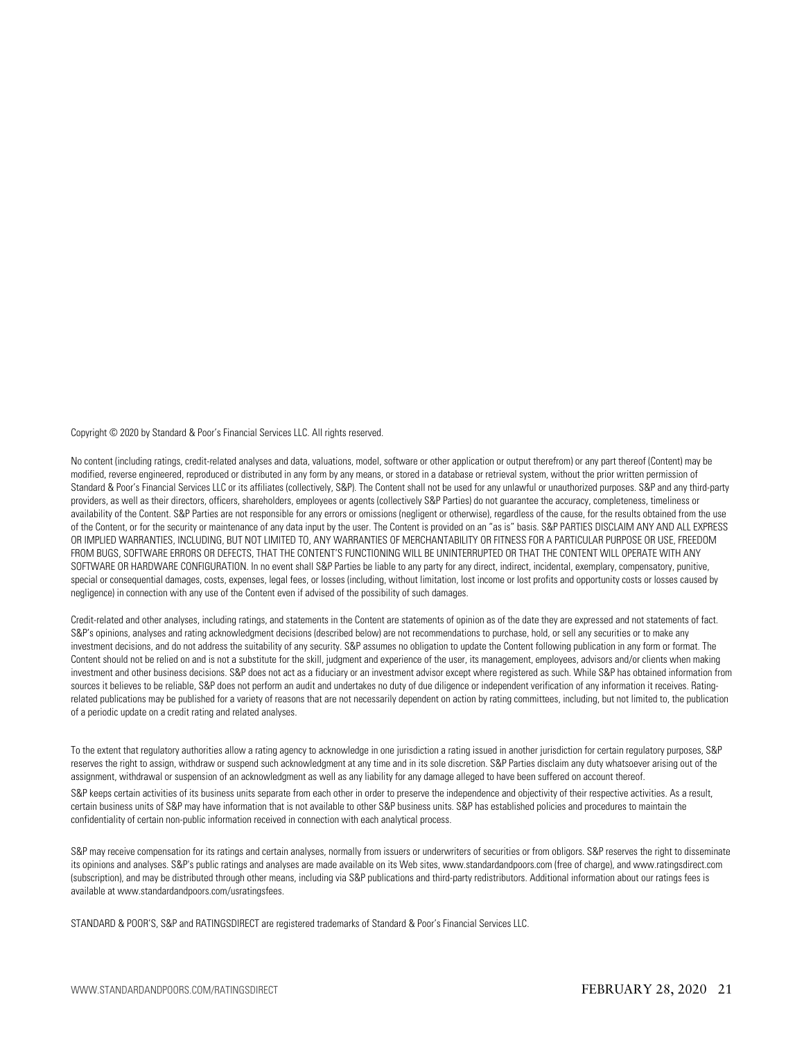Copyright © 2020 by Standard & Poor's Financial Services LLC. All rights reserved.

No content (including ratings, credit-related analyses and data, valuations, model, software or other application or output therefrom) or any part thereof (Content) may be modified, reverse engineered, reproduced or distributed in any form by any means, or stored in a database or retrieval system, without the prior written permission of Standard & Poor's Financial Services LLC or its affiliates (collectively, S&P). The Content shall not be used for any unlawful or unauthorized purposes. S&P and any third-party providers, as well as their directors, officers, shareholders, employees or agents (collectively S&P Parties) do not guarantee the accuracy, completeness, timeliness or availability of the Content. S&P Parties are not responsible for any errors or omissions (negligent or otherwise), regardless of the cause, for the results obtained from the use of the Content, or for the security or maintenance of any data input by the user. The Content is provided on an "as is" basis. S&P PARTIES DISCLAIM ANY AND ALL EXPRESS OR IMPLIED WARRANTIES, INCLUDING, BUT NOT LIMITED TO, ANY WARRANTIES OF MERCHANTABILITY OR FITNESS FOR A PARTICULAR PURPOSE OR USE, FREEDOM FROM BUGS, SOFTWARE ERRORS OR DEFECTS, THAT THE CONTENT'S FUNCTIONING WILL BE UNINTERRUPTED OR THAT THE CONTENT WILL OPERATE WITH ANY SOFTWARE OR HARDWARE CONFIGURATION. In no event shall S&P Parties be liable to any party for any direct, indirect, incidental, exemplary, compensatory, punitive, special or consequential damages, costs, expenses, legal fees, or losses (including, without limitation, lost income or lost profits and opportunity costs or losses caused by negligence) in connection with any use of the Content even if advised of the possibility of such damages.

Credit-related and other analyses, including ratings, and statements in the Content are statements of opinion as of the date they are expressed and not statements of fact. S&P's opinions, analyses and rating acknowledgment decisions (described below) are not recommendations to purchase, hold, or sell any securities or to make any investment decisions, and do not address the suitability of any security. S&P assumes no obligation to update the Content following publication in any form or format. The Content should not be relied on and is not a substitute for the skill, judgment and experience of the user, its management, employees, advisors and/or clients when making investment and other business decisions. S&P does not act as a fiduciary or an investment advisor except where registered as such. While S&P has obtained information from sources it believes to be reliable, S&P does not perform an audit and undertakes no duty of due diligence or independent verification of any information it receives. Rating-related publications may be published for a variety of reasons that are not necessarily dependent on action by rating committees, including, but not limited to, the publication of a periodic update on a credit rating and related analyses.

To the extent that regulatory authorities allow a rating agency to acknowledge in one jurisdiction a rating issued in another jurisdiction for certain regulatory purposes, S&P reserves the right to assign, withdraw or suspend such acknowledgment at any time and in its sole discretion. S&P Parties disclaim any duty whatsoever arising out of the assignment, withdrawal or suspension of an acknowledgment as well as any liability for any damage alleged to have been suffered on account thereof.

S&P keeps certain activities of its business units separate from each other in order to preserve the independence and objectivity of their respective activities. As a result, certain business units of S&P may have information that is not available to other S&P business units. S&P has established policies and procedures to maintain the confidentiality of certain non-public information received in connection with each analytical process.

S&P may receive compensation for its ratings and certain analyses, normally from issuers or underwriters of securities or from obligors. S&P reserves the right to disseminate its opinions and analyses. S&P's public ratings and analyses are made available on its Web sites, www.standardandpoors.com (free of charge), and www.ratingsdirect.com (subscription), and may be distributed through other means, including via S&P publications and third-party redistributors. Additional information about our ratings fees is available at www.standardandpoors.com/usratingsfees.

STANDARD & POOR'S, S&P and RATINGSDIRECT are registered trademarks of Standard & Poor's Financial Services LLC.